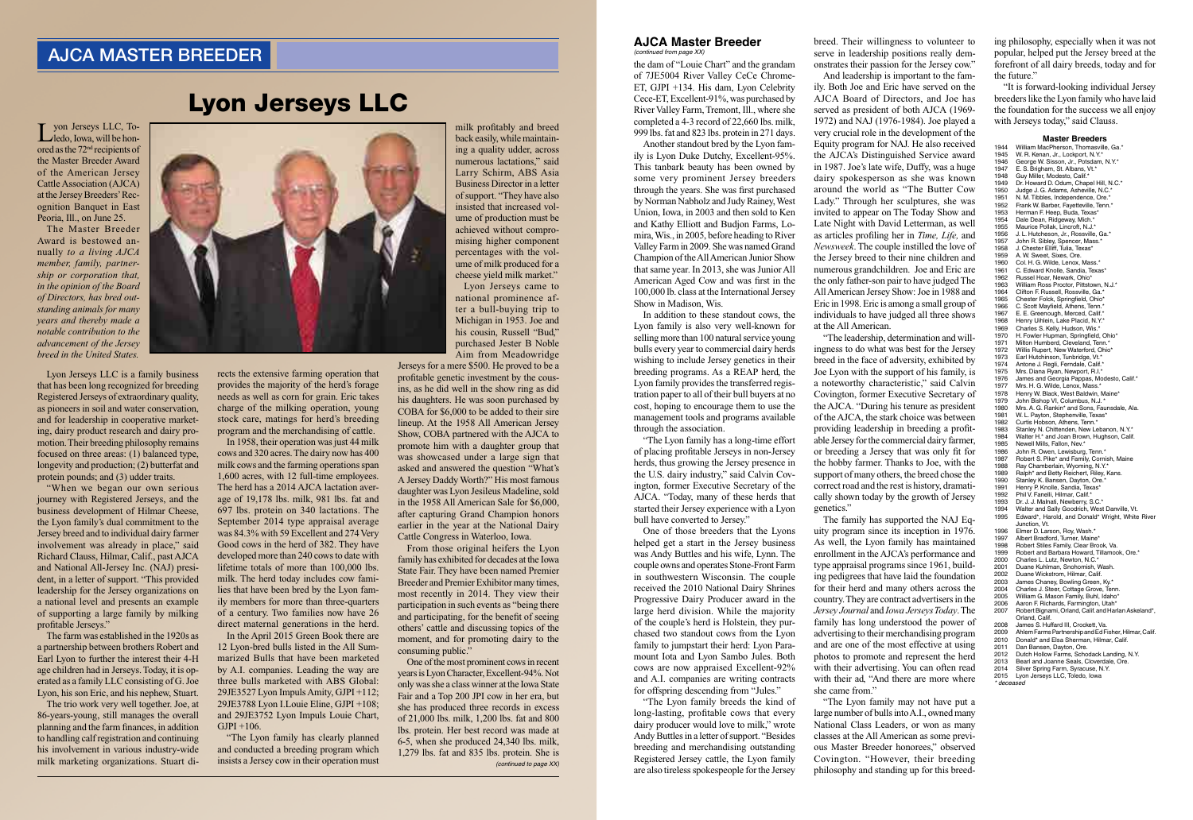## AJCA MASTER BREEDER

# Lyon Jerseys LLC

Lyon Jerseys LLC, Toledo, Iowa, will be honored as the 72nd recipients of the Master Breeder Award of the American Jersey Cattle Association (AJCA) at the Jersey Breeders' Recognition Banquet in East Peoria, Ill., on June 25.

*The Master Breeder Award is bestowed annually to a living AJCA member, family, partnership or corporation that, in the opinion of the Board of Directors, has bred outstanding animals for many years and thereby made a notable contribution to the advancement of the Jersey breed in the United States.*

Lyon Jerseys LLC is a family business that has been long recognized for breeding Registered Jerseys of extraordinary quality, as pioneers in soil and water conservation, and for leadership in cooperative marketing, dairy product research and dairy promotion. Their breeding philosophy remains focused on three areas: (1) balanced type, longevity and production; (2) butterfat and protein pounds; and (3) udder traits.

"When we began our own serious journey with Registered Jerseys, and the business development of Hilmar Cheese, the Lyon family's dual commitment to the Jersey breed and to individual dairy farmer involvement was already in place," said Richard Clauss, Hilmar, Calif., past AJCA and National All-Jersey Inc. (NAJ) president, in a letter of support. "This provided leadership for the Jersey organizations on a national level and presents an example of supporting a large family by milking profitable Jerseys."

The farm was established in the 1920s as a partnership between brothers Robert and Earl Lyon to further the interest their 4-H age children had in Jerseys. Today, it is operated as a family LLC consisting of G. Joe Lyon, his son Eric, and his nephew, Stuart.

The trio work very well together. Joe, at 86-years-young, still manages the overall planning and the farm finances, in addition to handling calf registration and continuing his involvement in various industry-wide milk marketing organizations. Stuart directs the extensive farming operation that provides the majority of the herd's forage needs as well as corn for grain. Eric takes charge of the milking operation, young stock care, matings for herd's breeding program and the merchandising of cattle.

In 1958, their operation was just 44 milk cows and 320 acres. The dairy now has 400 milk cows and the farming operations span 1,600 acres, with 12 full-time employees. The herd has a 2014 AJCA lactation average of 19,178 lbs. milk, 981 lbs. fat and 697 lbs. protein on 340 lactations. The September 2014 type appraisal average was 84.3% with 59 Excellent and 274 Very Good cows in the herd of 382. They have developed more than 240 cows to date with lifetime totals of more than 100,000 lbs. milk. The herd today includes cow families that have been bred by the Lyon family members for more than three-quarters of a century. Two families now have 26 direct maternal generations in the herd.

In the April 2015 Green Book there are 12 Lyon-bred bulls listed in the All Summarized Bulls that have been marketed by A.I. companies. Leading the way are three bulls marketed with ABS Global: 29JE3527 Lyon Impuls Amity, GJPI +112; 29JE3788 Lyon I.Louie Eline, GJPI +108; and 29JE3752 Lyon Impuls Louie Chart, GJPI +106.

"The Lyon family has clearly planned and conducted a breeding program which insists a Jersey cow in their operation must milk profitably and breed back easily, while maintaining a quality udder, across numerous lactations," said Larry Schirm, ABS Asia Business Director in a letter of support. "They have also insisted that increased volume of production must be achieved without compromising higher component percentages with the volume of milk produced for a cheese yield milk market."

Lyon Jerseys came to national prominence after a bull-buying trip to Michigan in 1953. Joe and his cousin, Russell "Bud," purchased Jester B Noble Aim from Meadowridge Jerseys for a mere $500. He proved to be a profitable genetic investment by the cousins, as he did well in the show ring as did his daughters. He was soon purchased by COBA for $6,000 to be added to their sire lineup. At the 1958 All American Jersey Show, COBA partnered with the AJCA to promote him with a daughter group that was showcased under a large sign that asked and answered the question "What's A Jersey Daddy Worth?" His most famous daughter was Lyon Jesileus Madeline, sold in the 1958 All American Sale for $6,000, after capturing Grand Champion honors earlier in the year at the National Dairy Cattle Congress in Waterloo, Iowa.

From those original heifers the Lyon family has exhibited for decades at the Iowa State Fair. They have been named Premier Breeder and Premier Exhibitor many times, most recently in 2014. They view their participation in such events as "being there and participating, for the benefit of seeing others' cattle and discussing topics of the moment, and for promoting dairy to the consuming public."

One of the most prominent cows in recent years is Lyon Character, Excellent-94%. Not only was she a class winner at the Iowa State Fair and a Top 200 JPI cow in her era, but she has produced three records in excess of 21,000 lbs. milk, 1,200 lbs. fat and 800 lbs. protein. Her best record was made at 6-5, when she produced 24,340 lbs. milk, 1,279 lbs. fat and 835 lbs. protein. She is

*(continued to page XX)*

### AJCA Master Breeder

*(continued from page XX)*

the dam of "Louie Chart" and the grandam of 7JE5004 River Valley CeCe Chrome-ET, GJPI +134. His dam, Lyon Celebrity Cece-ET, Excellent-91%, was purchased by River Valley Farm, Tremont, Ill., where she completed a 4-3 record of 22,660 lbs. milk, 999 lbs. fat and 823 lbs. protein in 271 days.

Another standout bred by the Lyon family is Lyon Duke Dutchy, Excellent-95%. This tanbark beauty has been owned by some very prominent Jersey breeders through the years. She was first purchased by Norman Nabholz and Judy Rainey, West Union, Iowa, in 2003 and then sold to Ken and Kathy Elliott and Budjon Farms, Lomira, Wis., in 2005, before heading to River Valley Farm in 2009. She was named Grand Champion of the All American Junior Show that same year. In 2013, she was Junior All American Aged Cow and was first in the 100,000 lb. class at the International Jersey Show in Madison, Wis.

In addition to these standout cows, the Lyon family is also very well-known for selling more than 100 natural service young bulls every year to commercial dairy herds wishing to include Jersey genetics in their breeding programs. As a REAP herd, the Lyon family provides the transferred registration paper to all of their bull buyers at no cost, hoping to encourage them to use the management tools and programs available through the association.

"The Lyon family has a long-time effort of placing profitable Jerseys in non-Jersey herds, thus growing the Jersey presence in the U.S. dairy industry," said Calvin Covington, former Executive Secretary of the AJCA. "Today, many of these herds that started their Jersey experience with a Lyon bull have converted to Jersey."

One of those breeders that the Lyons helped get a start in the Jersey business was Andy Buttles and his wife, Lynn. The couple owns and operates Stone-Front Farm in southwestern Wisconsin. The couple received the 2010 National Dairy Shrines Progressive Dairy Producer award in the large herd division. While the majority of the couple's herd is Holstein, they purchased two standout cows from the Lyon family to jumpstart their herd: Lyon Paramount Iota and Lyon Sambo Jules. Both cows are now appraised Excellent-92% and A.I. companies are writing contracts for offspring descending from "Jules."

"The Lyon family breeds the kind of long-lasting, profitable cows that every dairy producer would love to milk," wrote Andy Buttles in a letter of support. "Besides breeding and merchandising outstanding Registered Jersey cattle, the Lyon family are also tireless spokespeople for the Jersey breed. Their willingness to volunteer to serve in leadership positions really demonstrates their passion for the Jersey cow."

And leadership is important to the family. Both Joe and Eric have served on the AJCA Board of Directors, and Joe has served as president of both AJCA (1969-1972) and NAJ (1976-1984). Joe played a very crucial role in the development of the Equity program for NAJ. He also received the AJCA's Distinguished Service award in 1987. Joe's late wife, Duffy, was a huge dairy spokesperson as she was known around the world as "The Butter Cow Lady." Through her sculptures, she was invited to appear on The Today Show and Late Night with David Letterman, as well as articles profiling her in *Time, Life,* and *Newsweek*. The couple instilled the love of the Jersey breed to their nine children and numerous grandchildren. Joe and Eric are the only father-son pair to have judged The All American Jersey Show: Joe in 1988 and Eric in 1998. Eric is among a small group of individuals to have judged all three shows at the All American.

"The leadership, determination and willingness to do what was best for the Jersey breed in the face of adversity, exhibited by Joe Lyon with the support of his family, is a noteworthy characteristic," said Calvin Covington, former Executive Secretary of the AJCA. "During his tenure as president of the AJCA, the stark choice was between providing leadership in breeding a profitable Jersey for the commercial dairy farmer, or breeding a Jersey that was only fit for the hobby farmer. Thanks to Joe, with the support of many others, the breed chose the correct road and the rest is history, dramatically shown today by the growth of Jersey genetics."

The family has supported the NAJ Equity program since its inception in 1976. As well, the Lyon family has maintained enrollment in the AJCA's performance and type appraisal programs since 1961, building pedigrees that have laid the foundation for their herd and many others across the country. They are contract advertisers in the *Jersey Journal* and *Iowa Jerseys Today*. The family has long understood the power of advertising to their merchandising program and are one of the most effective at using photos to promote and represent the herd with their advertising. You can often read with their ad, "And there are more where she came from."

"The Lyon family may not have put a large number of bulls into A.I., owned many National Class Leaders, or won as many classes at the All American as some previous Master Breeder honorees," observed Covington. "However, their breeding philosophy and standing up for this breeding philosophy, especially when it was not popular, helped put the Jersey breed at the forefront of all dairy breeds, today and for the future."

"It is forward-looking individual Jersey breeders like the Lyon family who have laid the foundation for the success we all enjoy with Jerseys today," said Clauss.

#### Master Breeders

| | |
|---|---|
| 1944 | William MacPherson, Thomasville, Ga.* |
| 1945 | W. R. Kenan, Jr., Lockport, N.Y.* |
| 1946 | George W. Sisson, Jr., Potsdam, N.Y.* |
| 1947 | E. S. Brigham, St. Albans, Vt.* |
| 1948 | Guy Miller, Modesto, Calif.* |
| 1949 | Dr. Howard D. Odum, Chapel Hill, N.C.* |
| 1950 | Judge J. G. Adams, Asheville, N.C.* |
| 1951 | N. M. Tibbles, Independence, Ore.* |
| 1952 | Frank W. Barber, Fayetteville, Tenn.* |
| 1953 | Herman F. Heep, Buda, Texas* |
| 1954 | Dale Dean, Ridgeway, Mich.* |
| 1955 | Maurice Pollak, Lincroft, N.J.* |
| 1956 | J. L. Hutcheson, Jr., Rossville, Ga.* |
| 1957 | John R. Sibley, Spencer, Mass.* |
| 1958 | J. Chester Elliff, Tulia, Texas* |
| 1959 | A. W. Sweet, Sixes, Ore. |
| 1960 | Col. H. G. Wilde, Lenox, Mass.* |
| 1961 | C. Edward Knolle, Sandia, Texas* |
| 1962 | Russel Hoar, Newark, Ohio* |
| 1963 | William Ross Proctor, Pittstown, N.J.* |
| 1964 | Clifton F. Russell, Rossville, Ga.* |
| 1965 | Chester Folck, Springfield, Ohio* |
| 1966 | C. Scott Mayfield, Athens, Tenn.* |
| 1967 | E. E. Greenough, Merced, Calif.* |
| 1968 | Henry Uihlein, Lake Placid, N.Y.* |
| 1969 | Charles S. Kelly, Hudson, Wis.* |
| 1970 | H. Fowler Hupman, Springfield, Ohio* |
| 1971 | Milton Humberd, Cleveland, Tenn.* |
| 1972 | Willis Rupert, New Waterford, Ohio* |
| 1973 | Earl Hutchinson, Tunbridge, Vt.* |
| 1974 | Antone J. Regli, Ferndale, Calif.* |
| 1975 | Mrs. Diana Ryan, Newport, R.I.* |
| 1976 | James and Georgia Pappas, Modesto, Calif.* |
| 1977 | Mrs. H. G. Wilde, Lenox, Mass.* |
| 1978 | Henry W. Black, West Baldwin, Maine* |
| 1979 | John Bishop VI, Columbus, N.J.* |
| 1980 | Mrs. A. G. Rankin* and Sons, Faunsdale, Ala. |
| 1981 | W. L. Payton, Stephenville, Texas* |
| 1982 | Curtis Hobson, Athens, Tenn.* |
| 1983 | Stanley N. Chittenden, New Lebanon, N.Y.* |
| 1984 | Walter H.* and Joan Brown, Hughson, Calif. |
| 1985 | Newell Mills, Fallon, Nev.* |
| 1986 | John R. Owen, Lewisburg, Tenn.* |
| 1987 | Robert S. Pike* and Family, Cornish, Maine |
| 1988 | Ray Chamberlain, Wyoming, N.Y.* |
| 1989 | Ralph* and Betty Reichert, Riley, Kans. |
| 1990 | Stanley K. Bansen, Dayton, Ore.* |
| 1991 | Henry P. Knolle, Sandia, Texas* |
| 1992 | Phil V. Fanelli, Hilmar, Calif.* |
| 1993 | Dr. J. J. Malnati, Newberry, S.C.* |
| 1994 | Walter and Sally Goodrich, West Danville, Vt. |
| 1995 | Edward*, Harold, and Donald* Wright, White River Junction, Vt. |
| 1996 | Elmer D. Larson, Roy, Wash.* |
| 1997 | Albert Bradford, Turner, Maine* |
| 1998 | Robert Stiles Family, Clear Brook, Va. |
| 1999 | Robert and Barbara Howard, Tillamook, Ore.* |
| 2000 | Charles L. Lutz, Newton, N.C.* |
| 2001 | Duane Kuhlman, Snohomish, Wash. |
| 2002 | Duane Wickstrom, Hilmar, Calif. |
| 2003 | James Chaney, Bowling Green, Ky.* |
| 2004 | Charles J. Steer, Cottage Grove, Tenn. |
| 2005 | William G. Mason Family, Buhl, Idaho* |
| 2006 | Aaron F. Richards, Farmington, Utah* |
| 2007 | Robert Bignami, Orland, Calif. and Harlan Askeland*, Orland, Calif. |
| 2008 | James S. Huffard III, Crockett, Va. |
| 2009 | Ahlem Farms Partnership and Ed Fisher, Hilmar, Calif. |
| 2010 | Donald* and Elsa Sherman, Hilmar, Calif. |
| 2011 | Dan Bansen, Dayton, Ore. |
| 2012 | Dutch Hollow Farms, Schodack Landing, N.Y. |
| 2013 | Bearl and Joanne Seals, Cloverdale, Ore. |
| 2014 | Silver Spring Farm, Syracuse, N.Y. |
| 2015 | Lyon Jerseys LLC, Toledo, Iowa |

* deceased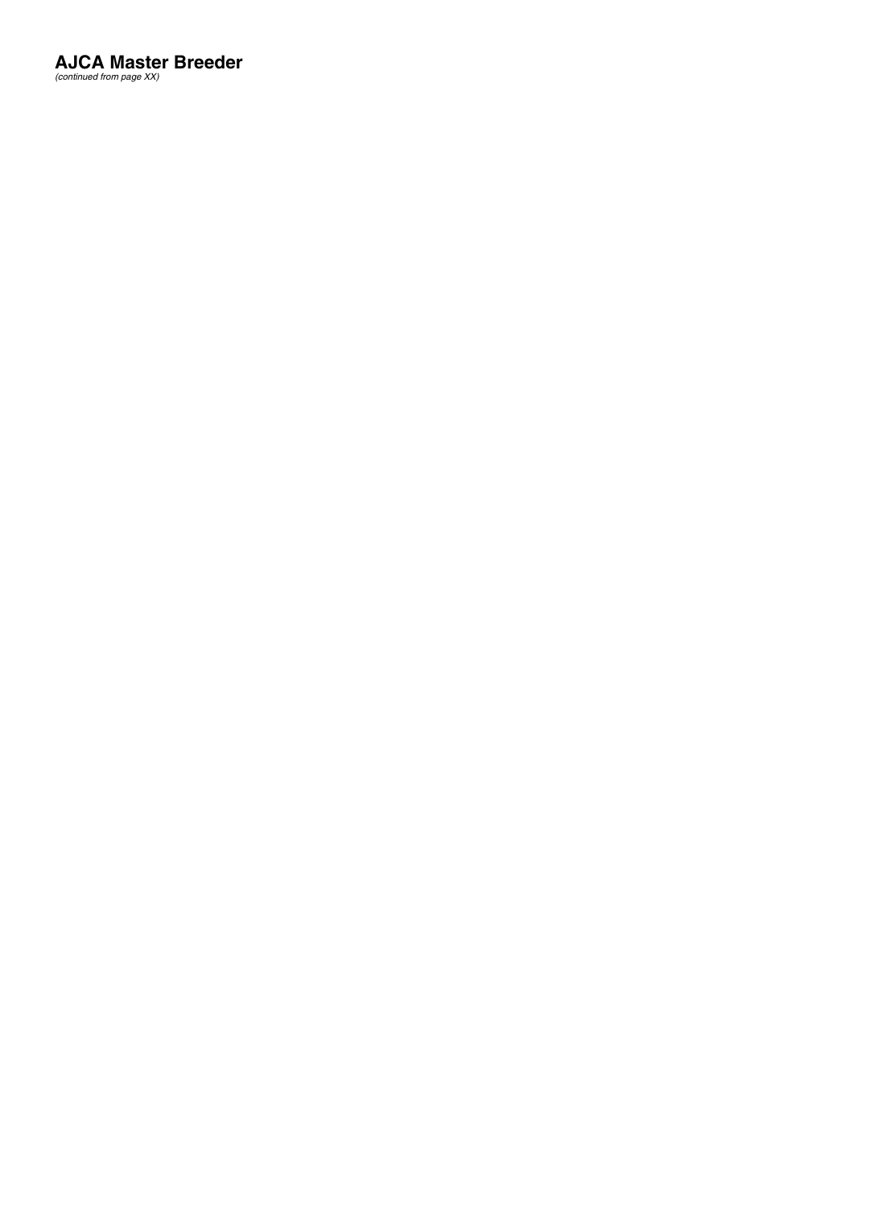# AJCA Master Breeder

*(continued from page XX)*